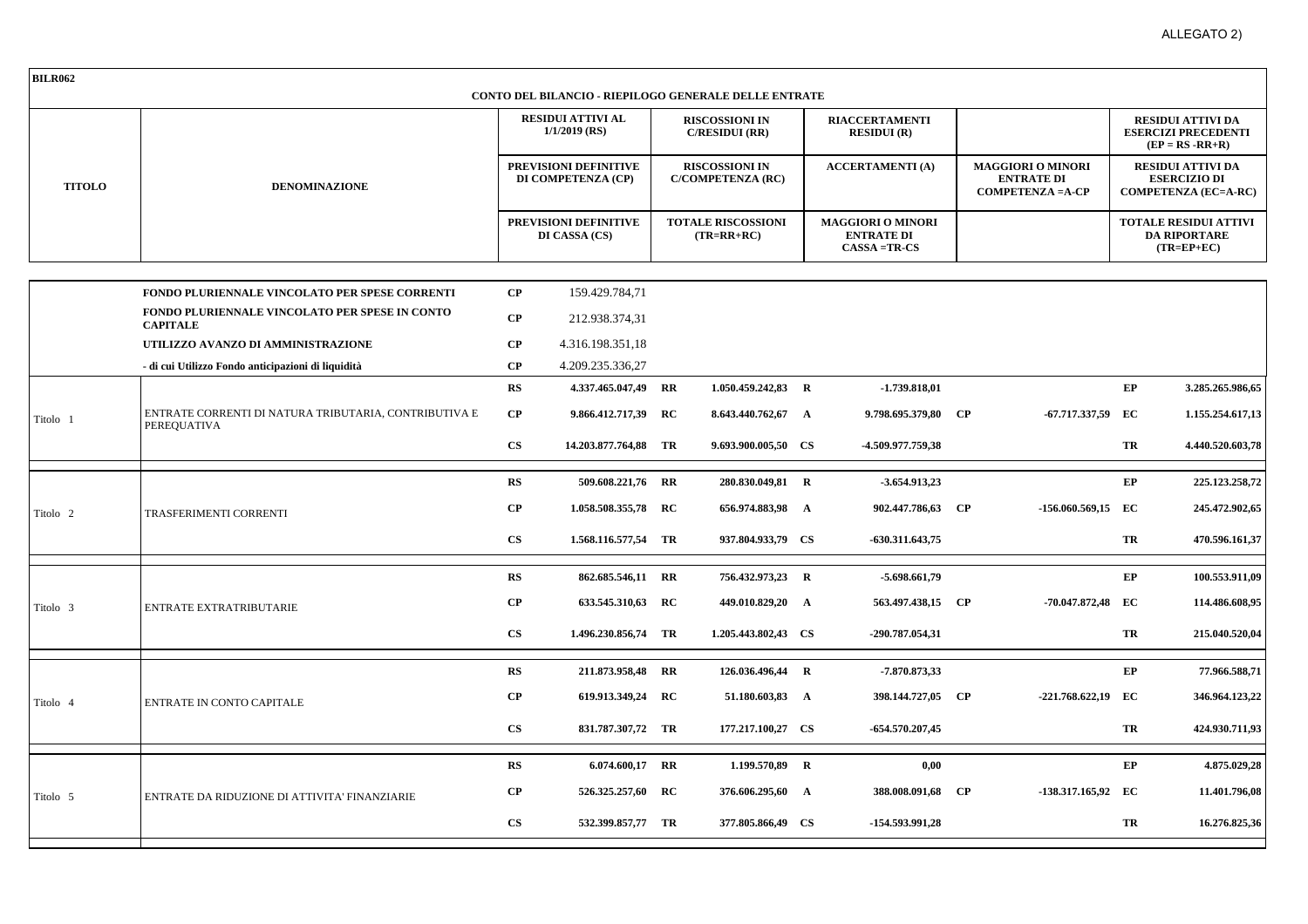ALLEGATO 2)

**BILR062**

## CONTO DEL BILANCIO - RIEPILOGO GENERALE DELLE ENTRATE

| TITOLO | DENOMINAZIONE | | | | | | | | | | |
|---|---|---|---|---|---|---|---|---|---|---|---|
| | | | RESIDUI ATTIVI AL 1/1/2019 (RS) | | RISCOSSIONI IN C/RESIDUI (RR) | | RIACCERTAMENTI RESIDUI (R) | | | | RESIDUI ATTIVI DA ESERCIZI PRECEDENTI (EP = RS -RR+R) |
| | | | PREVISIONI DEFINITIVE DI COMPETENZA (CP) | | RISCOSSIONI IN C/COMPETENZA (RC) | | ACCERTAMENTI (A) | | MAGGIORI O MINORI ENTRATE DI COMPETENZA =A-CP | | RESIDUI ATTIVI DA ESERCIZIO DI COMPETENZA (EC=A-RC) |
| | | | PREVISIONI DEFINITIVE DI CASSA (CS) | | TOTALE RISCOSSIONI (TR=RR+RC) | | MAGGIORI O MINORI ENTRATE DI CASSA =TR-CS | | | | TOTALE RESIDUI ATTIVI DA RIPORTARE (TR=EP+EC) |
| | **FONDO PLURIENNALE VINCOLATO PER SPESE CORRENTI** | **CP** | 159.429.784,71 | | | | | | | | |
| | **FONDO PLURIENNALE VINCOLATO PER SPESE IN CONTO CAPITALE** | **CP** | 212.938.374,31 | | | | | | | | |
| | **UTILIZZO AVANZO DI AMMINISTRAZIONE** | **CP** | 4.316.198.351,18 | | | | | | | | |
| | **- di cui Utilizzo Fondo anticipazioni di liquidità** | **CP** | 4.209.235.336,27 | | | | | | | | |
| Titolo 1 | ENTRATE CORRENTI DI NATURA TRIBUTARIA, CONTRIBUTIVA E PEREQUATIVA | **RS** | **4.337.465.047,49** | **RR** | **1.050.459.242,83** | **R** | **-1.739.818,01** | | | **EP** | **3.285.265.986,65** |
| | | **CP** | **9.866.412.717,39** | **RC** | **8.643.440.762,67** | **A** | **9.798.695.379,80** | **CP** | **-67.717.337,59** | **EC** | **1.155.254.617,13** |
| | | **CS** | **14.203.877.764,88** | **TR** | **9.693.900.005,50** | **CS** | **-4.509.977.759,38** | | | **TR** | **4.440.520.603,78** |
| Titolo 2 | TRASFERIMENTI CORRENTI | **RS** | **509.608.221,76** | **RR** | **280.830.049,81** | **R** | **-3.654.913,23** | | | **EP** | **225.123.258,72** |
| | | **CP** | **1.058.508.355,78** | **RC** | **656.974.883,98** | **A** | **902.447.786,63** | **CP** | **-156.060.569,15** | **EC** | **245.472.902,65** |
| | | **CS** | **1.568.116.577,54** | **TR** | **937.804.933,79** | **CS** | **-630.311.643,75** | | | **TR** | **470.596.161,37** |
| Titolo 3 | ENTRATE EXTRATRIBUTARIE | **RS** | **862.685.546,11** | **RR** | **756.432.973,23** | **R** | **-5.698.661,79** | | | **EP** | **100.553.911,09** |
| | | **CP** | **633.545.310,63** | **RC** | **449.010.829,20** | **A** | **563.497.438,15** | **CP** | **-70.047.872,48** | **EC** | **114.486.608,95** |
| | | **CS** | **1.496.230.856,74** | **TR** | **1.205.443.802,43** | **CS** | **-290.787.054,31** | | | **TR** | **215.040.520,04** |
| Titolo 4 | ENTRATE IN CONTO CAPITALE | **RS** | **211.873.958,48** | **RR** | **126.036.496,44** | **R** | **-7.870.873,33** | | | **EP** | **77.966.588,71** |
| | | **CP** | **619.913.349,24** | **RC** | **51.180.603,83** | **A** | **398.144.727,05** | **CP** | **-221.768.622,19** | **EC** | **346.964.123,22** |
| | | **CS** | **831.787.307,72** | **TR** | **177.217.100,27** | **CS** | **-654.570.207,45** | | | **TR** | **424.930.711,93** |
| Titolo 5 | ENTRATE DA RIDUZIONE DI ATTIVITA' FINANZIARIE | **RS** | **6.074.600,17** | **RR** | **1.199.570,89** | **R** | **0,00** | | | **EP** | **4.875.029,28** |
| | | **CP** | **526.325.257,60** | **RC** | **376.606.295,60** | **A** | **388.008.091,68** | **CP** | **-138.317.165,92** | **EC** | **11.401.796,08** |
| | | **CS** | **532.399.857,77** | **TR** | **377.805.866,49** | **CS** | **-154.593.991,28** | | | **TR** | **16.276.825,36** |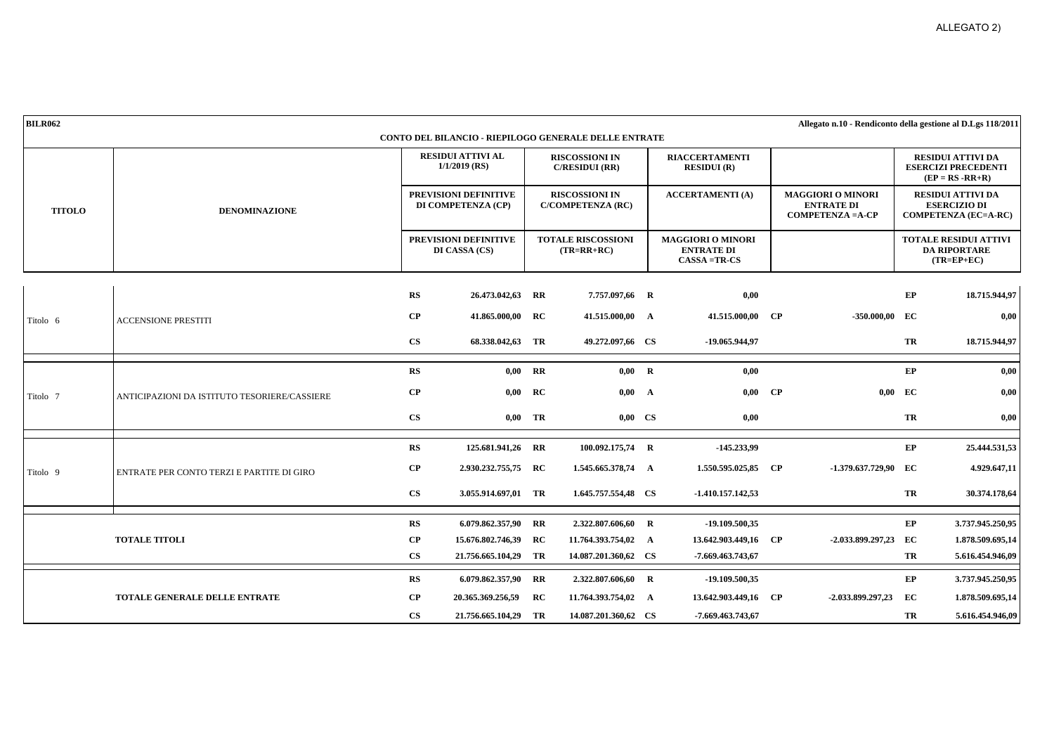ALLEGATO 2)

**BILR062** — Allegato n.10 - Rendiconto della gestione al D.Lgs 118/2011

**CONTO DEL BILANCIO - RIEPILOGO GENERALE DELLE ENTRATE**

| TITOLO | DENOMINAZIONE | | RESIDUI ATTIVI AL 1/1/2019 (RS) / PREVISIONI DEFINITIVE DI COMPETENZA (CP) / PREVISIONI DEFINITIVE DI CASSA (CS) | | RISCOSSIONI IN C/RESIDUI (RR) / RISCOSSIONI IN C/COMPETENZA (RC) / TOTALE RISCOSSIONI (TR=RR+RC) | | RIACCERTAMENTI RESIDUI (R) / ACCERTAMENTI (A) / MAGGIORI O MINORI ENTRATE DI CASSA =TR-CS | | MAGGIORI O MINORI ENTRATE DI COMPETENZA =A-CP | | RESIDUI ATTIVI DA ESERCIZI PRECEDENTI (EP = RS -RR+R) / RESIDUI ATTIVI DA ESERCIZIO DI COMPETENZA (EC=A-RC) / TOTALE RESIDUI ATTIVI DA RIPORTARE (TR=EP+EC) |
|---|---|---|---|---|---|---|---|---|---|---|---|
| Titolo 6 | ACCENSIONE PRESTITI | RS | 26.473.042,63 | RR | 7.757.097,66 | R | 0,00 | | | EP | 18.715.944,97 |
| | | CP | 41.865.000,00 | RC | 41.515.000,00 | A | 41.515.000,00 | CP | -350.000,00 | EC | 0,00 |
| | | CS | 68.338.042,63 | TR | 49.272.097,66 | CS | -19.065.944,97 | | | TR | 18.715.944,97 |
| Titolo 7 | ANTICIPAZIONI DA ISTITUTO TESORIERE/CASSIERE | RS | 0,00 | RR | 0,00 | R | 0,00 | | | EP | 0,00 |
| | | CP | 0,00 | RC | 0,00 | A | 0,00 | CP | 0,00 | EC | 0,00 |
| | | CS | 0,00 | TR | 0,00 | CS | 0,00 | | | TR | 0,00 |
| Titolo 9 | ENTRATE PER CONTO TERZI E PARTITE DI GIRO | RS | 125.681.941,26 | RR | 100.092.175,74 | R | -145.233,99 | | | EP | 25.444.531,53 |
| | | CP | 2.930.232.755,75 | RC | 1.545.665.378,74 | A | 1.550.595.025,85 | CP | -1.379.637.729,90 | EC | 4.929.647,11 |
| | | CS | 3.055.914.697,01 | TR | 1.645.757.554,48 | CS | -1.410.157.142,53 | | | TR | 30.374.178,64 |
| | **TOTALE TITOLI** | RS | 6.079.862.357,90 | RR | 2.322.807.606,60 | R | -19.109.500,35 | | | EP | 3.737.945.250,95 |
| | | CP | 15.676.802.746,39 | RC | 11.764.393.754,02 | A | 13.642.903.449,16 | CP | -2.033.899.297,23 | EC | 1.878.509.695,14 |
| | | CS | 21.756.665.104,29 | TR | 14.087.201.360,62 | CS | -7.669.463.743,67 | | | TR | 5.616.454.946,09 |
| | **TOTALE GENERALE DELLE ENTRATE** | RS | 6.079.862.357,90 | RR | 2.322.807.606,60 | R | -19.109.500,35 | | | EP | 3.737.945.250,95 |
| | | CP | 20.365.369.256,59 | RC | 11.764.393.754,02 | A | 13.642.903.449,16 | CP | -2.033.899.297,23 | EC | 1.878.509.695,14 |
| | | CS | 21.756.665.104,29 | TR | 14.087.201.360,62 | CS | -7.669.463.743,67 | | | TR | 5.616.454.946,09 |